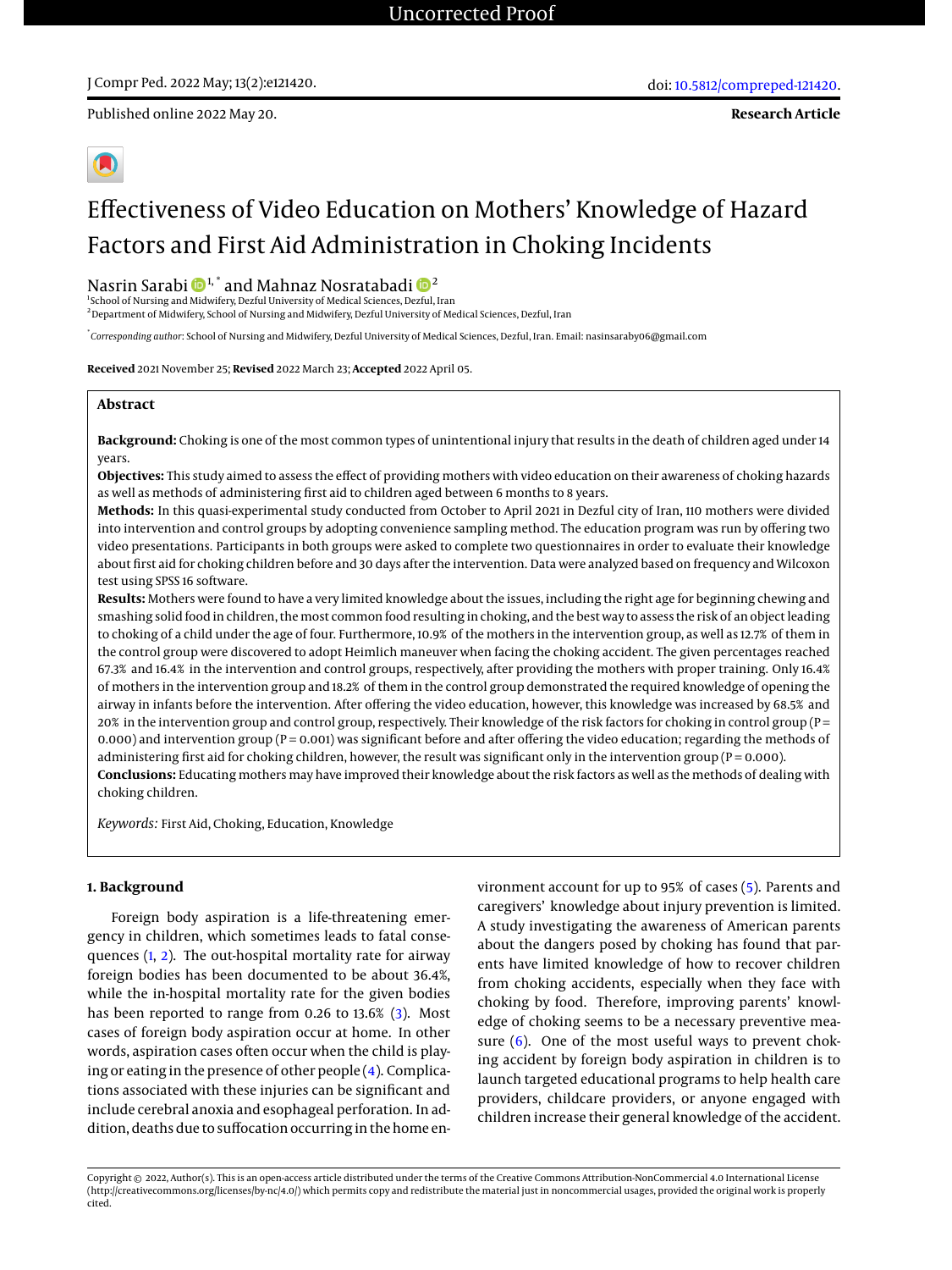Uncorrected Proof

J Compr Ped. 2022 May; 13(2):e121420.

doi: 10.5812/compreped-121420.

Published online 2022 May 20.

**Research Article**

# Effectiveness of Video Education on Mothers' Knowledge of Hazard Factors and First Aid Administration in Choking Incidents

Nasrin Sarabi [1,*] and Mahnaz Nosratabadi [2]

[1] School of Nursing and Midwifery, Dezful University of Medical Sciences, Dezful, Iran

[2] Department of Midwifery, School of Nursing and Midwifery, Dezful University of Medical Sciences, Dezful, Iran

[*] *Corresponding author*: School of Nursing and Midwifery, Dezful University of Medical Sciences, Dezful, Iran. Email: nasinsaraby06@gmail.com

**Received** 2021 November 25; **Revised** 2022 March 23; **Accepted** 2022 April 05.

## Abstract

**Background:** Choking is one of the most common types of unintentional injury that results in the death of children aged under 14 years.

**Objectives:** This study aimed to assess the effect of providing mothers with video education on their awareness of choking hazards as well as methods of administering first aid to children aged between 6 months to 8 years.

**Methods:** In this quasi-experimental study conducted from October to April 2021 in Dezful city of Iran, 110 mothers were divided into intervention and control groups by adopting convenience sampling method. The education program was run by offering two video presentations. Participants in both groups were asked to complete two questionnaires in order to evaluate their knowledge about first aid for choking children before and 30 days after the intervention. Data were analyzed based on frequency and Wilcoxon test using SPSS 16 software.

**Results:** Mothers were found to have a very limited knowledge about the issues, including the right age for beginning chewing and smashing solid food in children, the most common food resulting in choking, and the best way to assess the risk of an object leading to choking of a child under the age of four. Furthermore, 10.9% of the mothers in the intervention group, as well as 12.7% of them in the control group were discovered to adopt Heimlich maneuver when facing the choking accident. The given percentages reached 67.3% and 16.4% in the intervention and control groups, respectively, after providing the mothers with proper training. Only 16.4% of mothers in the intervention group and 18.2% of them in the control group demonstrated the required knowledge of opening the airway in infants before the intervention. After offering the video education, however, this knowledge was increased by 68.5% and 20% in the intervention group and control group, respectively. Their knowledge of the risk factors for choking in control group (P = 0.000) and intervention group (P = 0.001) was significant before and after offering the video education; regarding the methods of administering first aid for choking children, however, the result was significant only in the intervention group (P = 0.000).

**Conclusions:** Educating mothers may have improved their knowledge about the risk factors as well as the methods of dealing with choking children.

*Keywords:* First Aid, Choking, Education, Knowledge

## 1. Background

Foreign body aspiration is a life-threatening emergency in children, which sometimes leads to fatal consequences (1, 2). The out-hospital mortality rate for airway foreign bodies has been documented to be about 36.4%, while the in-hospital mortality rate for the given bodies has been reported to range from 0.26 to 13.6% (3). Most cases of foreign body aspiration occur at home. In other words, aspiration cases often occur when the child is playing or eating in the presence of other people (4). Complications associated with these injuries can be significant and include cerebral anoxia and esophageal perforation. In addition, deaths due to suffocation occurring in the home environment account for up to 95% of cases (5). Parents and caregivers' knowledge about injury prevention is limited. A study investigating the awareness of American parents about the dangers posed by choking has found that parents have limited knowledge of how to recover children from choking accidents, especially when they face with choking by food. Therefore, improving parents' knowledge of choking seems to be a necessary preventive measure (6). One of the most useful ways to prevent choking accident by foreign body aspiration in children is to launch targeted educational programs to help health care providers, childcare providers, or anyone engaged with children increase their general knowledge of the accident.

Copyright © 2022, Author(s). This is an open-access article distributed under the terms of the Creative Commons Attribution-NonCommercial 4.0 International License (http://creativecommons.org/licenses/by-nc/4.0/) which permits copy and redistribute the material just in noncommercial usages, provided the original work is properly cited.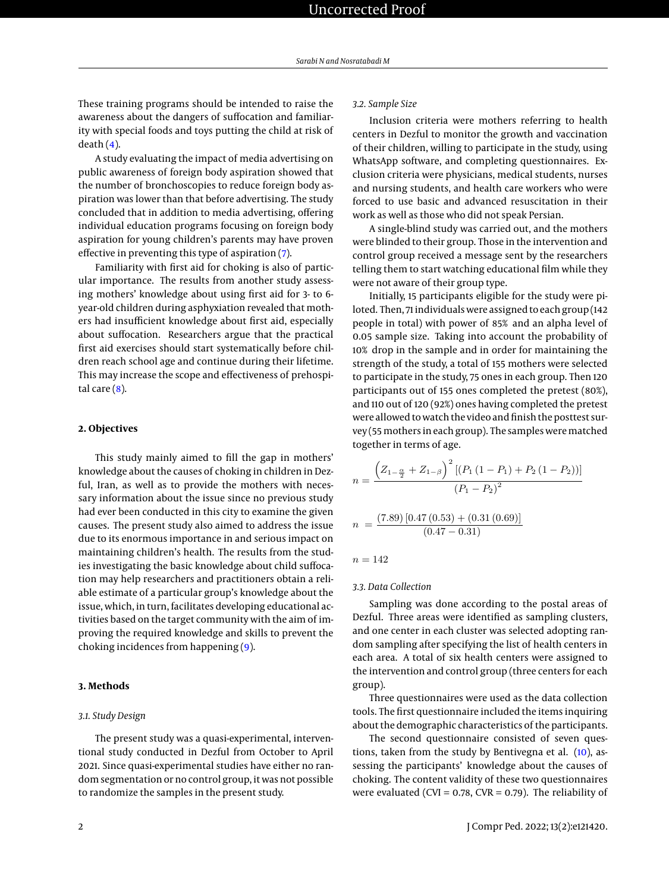These training programs should be intended to raise the awareness about the dangers of suffocation and familiarity with special foods and toys putting the child at risk of death (4).

A study evaluating the impact of media advertising on public awareness of foreign body aspiration showed that the number of bronchoscopies to reduce foreign body aspiration was lower than that before advertising. The study concluded that in addition to media advertising, offering individual education programs focusing on foreign body aspiration for young children's parents may have proven effective in preventing this type of aspiration (7).

Familiarity with first aid for choking is also of particular importance. The results from another study assessing mothers' knowledge about using first aid for 3- to 6-year-old children during asphyxiation revealed that mothers had insufficient knowledge about first aid, especially about suffocation. Researchers argue that the practical first aid exercises should start systematically before children reach school age and continue during their lifetime. This may increase the scope and effectiveness of prehospital care (8).

## 2. Objectives

This study mainly aimed to fill the gap in mothers' knowledge about the causes of choking in children in Dezful, Iran, as well as to provide the mothers with necessary information about the issue since no previous study had ever been conducted in this city to examine the given causes. The present study also aimed to address the issue due to its enormous importance in and serious impact on maintaining children's health. The results from the studies investigating the basic knowledge about child suffocation may help researchers and practitioners obtain a reliable estimate of a particular group's knowledge about the issue, which, in turn, facilitates developing educational activities based on the target community with the aim of improving the required knowledge and skills to prevent the choking incidences from happening (9).

## 3. Methods

### 3.1. Study Design

The present study was a quasi-experimental, interventional study conducted in Dezful from October to April 2021. Since quasi-experimental studies have either no random segmentation or no control group, it was not possible to randomize the samples in the present study.

### 3.2. Sample Size

Inclusion criteria were mothers referring to health centers in Dezful to monitor the growth and vaccination of their children, willing to participate in the study, using WhatsApp software, and completing questionnaires. Exclusion criteria were physicians, medical students, nurses and nursing students, and health care workers who were forced to use basic and advanced resuscitation in their work as well as those who did not speak Persian.

A single-blind study was carried out, and the mothers were blinded to their group. Those in the intervention and control group received a message sent by the researchers telling them to start watching educational film while they were not aware of their group type.

Initially, 15 participants eligible for the study were piloted. Then, 71 individuals were assigned to each group (142 people in total) with power of 85% and an alpha level of 0.05 sample size. Taking into account the probability of 10% drop in the sample and in order for maintaining the strength of the study, a total of 155 mothers were selected to participate in the study, 75 ones in each group. Then 120 participants out of 155 ones completed the pretest (80%), and 110 out of 120 (92%) ones having completed the pretest were allowed to watch the video and finish the posttest survey (55 mothers in each group). The samples were matched together in terms of age.

$$n = \frac{\left(Z_{1-\frac{\alpha}{2}} + Z_{1-\beta}\right)^2 \left[\left(P_1\left(1-P_1\right) + P_2\left(1-P_2\right)\right)\right]}{\left(P_1 - P_2\right)^2}$$

$$n = \frac{(7.89)\left[0.47\,(0.53) + (0.31\,(0.69)\right]}{(0.47 - 0.31)}$$

$$n = 142$$

### 3.3. Data Collection

Sampling was done according to the postal areas of Dezful. Three areas were identified as sampling clusters, and one center in each cluster was selected adopting random sampling after specifying the list of health centers in each area. A total of six health centers were assigned to the intervention and control group (three centers for each group).

Three questionnaires were used as the data collection tools. The first questionnaire included the items inquiring about the demographic characteristics of the participants.

The second questionnaire consisted of seven questions, taken from the study by Bentivegna et al. (10), assessing the participants' knowledge about the causes of choking. The content validity of these two questionnaires were evaluated (CVI = 0.78, CVR = 0.79). The reliability of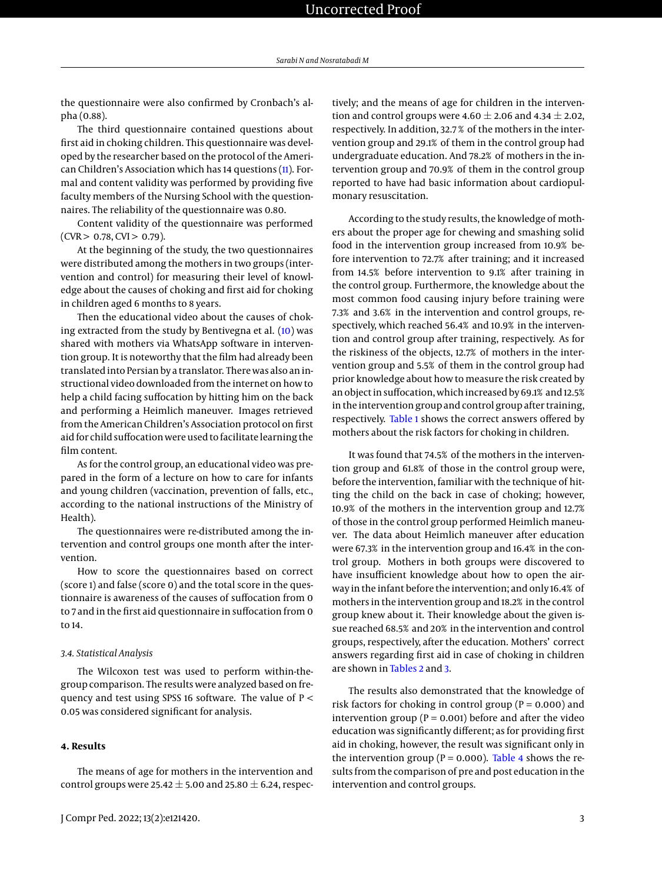the questionnaire were also confirmed by Cronbach's alpha (0.88).

The third questionnaire contained questions about first aid in choking children. This questionnaire was developed by the researcher based on the protocol of the American Children's Association which has 14 questions (11). Formal and content validity was performed by providing five faculty members of the Nursing School with the questionnaires. The reliability of the questionnaire was 0.80.

Content validity of the questionnaire was performed (CVR > 0.78, CVI > 0.79).

At the beginning of the study, the two questionnaires were distributed among the mothers in two groups (intervention and control) for measuring their level of knowledge about the causes of choking and first aid for choking in children aged 6 months to 8 years.

Then the educational video about the causes of choking extracted from the study by Bentivegna et al. (10) was shared with mothers via WhatsApp software in intervention group. It is noteworthy that the film had already been translated into Persian by a translator. There was also an instructional video downloaded from the internet on how to help a child facing suffocation by hitting him on the back and performing a Heimlich maneuver. Images retrieved from the American Children's Association protocol on first aid for child suffocation were used to facilitate learning the film content.

As for the control group, an educational video was prepared in the form of a lecture on how to care for infants and young children (vaccination, prevention of falls, etc., according to the national instructions of the Ministry of Health).

The questionnaires were re-distributed among the intervention and control groups one month after the intervention.

How to score the questionnaires based on correct (score 1) and false (score 0) and the total score in the questionnaire is awareness of the causes of suffocation from 0 to 7 and in the first aid questionnaire in suffocation from 0 to 14.

### 3.4. Statistical Analysis

The Wilcoxon test was used to perform within-the-group comparison. The results were analyzed based on frequency and test using SPSS 16 software. The value of $P < 0.05$ was considered significant for analysis.

## 4. Results

The means of age for mothers in the intervention and control groups were 25.42 ± 5.00 and 25.80 ± 6.24, respectively; and the means of age for children in the intervention and control groups were 4.60 ± 2.06 and 4.34 ± 2.02, respectively. In addition, 32.7 % of the mothers in the intervention group and 29.1% of them in the control group had undergraduate education. And 78.2% of mothers in the intervention group and 70.9% of them in the control group reported to have had basic information about cardiopulmonary resuscitation.

According to the study results, the knowledge of mothers about the proper age for chewing and smashing solid food in the intervention group increased from 10.9% before intervention to 72.7% after training; and it increased from 14.5% before intervention to 9.1% after training in the control group. Furthermore, the knowledge about the most common food causing injury before training were 7.3% and 3.6% in the intervention and control groups, respectively, which reached 56.4% and 10.9% in the intervention and control group after training, respectively. As for the riskiness of the objects, 12.7% of mothers in the intervention group and 5.5% of them in the control group had prior knowledge about how to measure the risk created by an object in suffocation, which increased by 69.1% and 12.5% in the intervention group and control group after training, respectively. Table 1 shows the correct answers offered by mothers about the risk factors for choking in children.

It was found that 74.5% of the mothers in the intervention group and 61.8% of those in the control group were, before the intervention, familiar with the technique of hitting the child on the back in case of choking; however, 10.9% of the mothers in the intervention group and 12.7% of those in the control group performed Heimlich maneuver. The data about Heimlich maneuver after education were 67.3% in the intervention group and 16.4% in the control group. Mothers in both groups were discovered to have insufficient knowledge about how to open the airway in the infant before the intervention; and only 16.4% of mothers in the intervention group and 18.2% in the control group knew about it. Their knowledge about the given issue reached 68.5% and 20% in the intervention and control groups, respectively, after the education. Mothers' correct answers regarding first aid in case of choking in children are shown in Tables 2 and 3.

The results also demonstrated that the knowledge of risk factors for choking in control group ($P = 0.000$) and intervention group ($P = 0.001$) before and after the video education was significantly different; as for providing first aid in choking, however, the result was significant only in the intervention group ($P = 0.000$). Table 4 shows the results from the comparison of pre and post education in the intervention and control groups.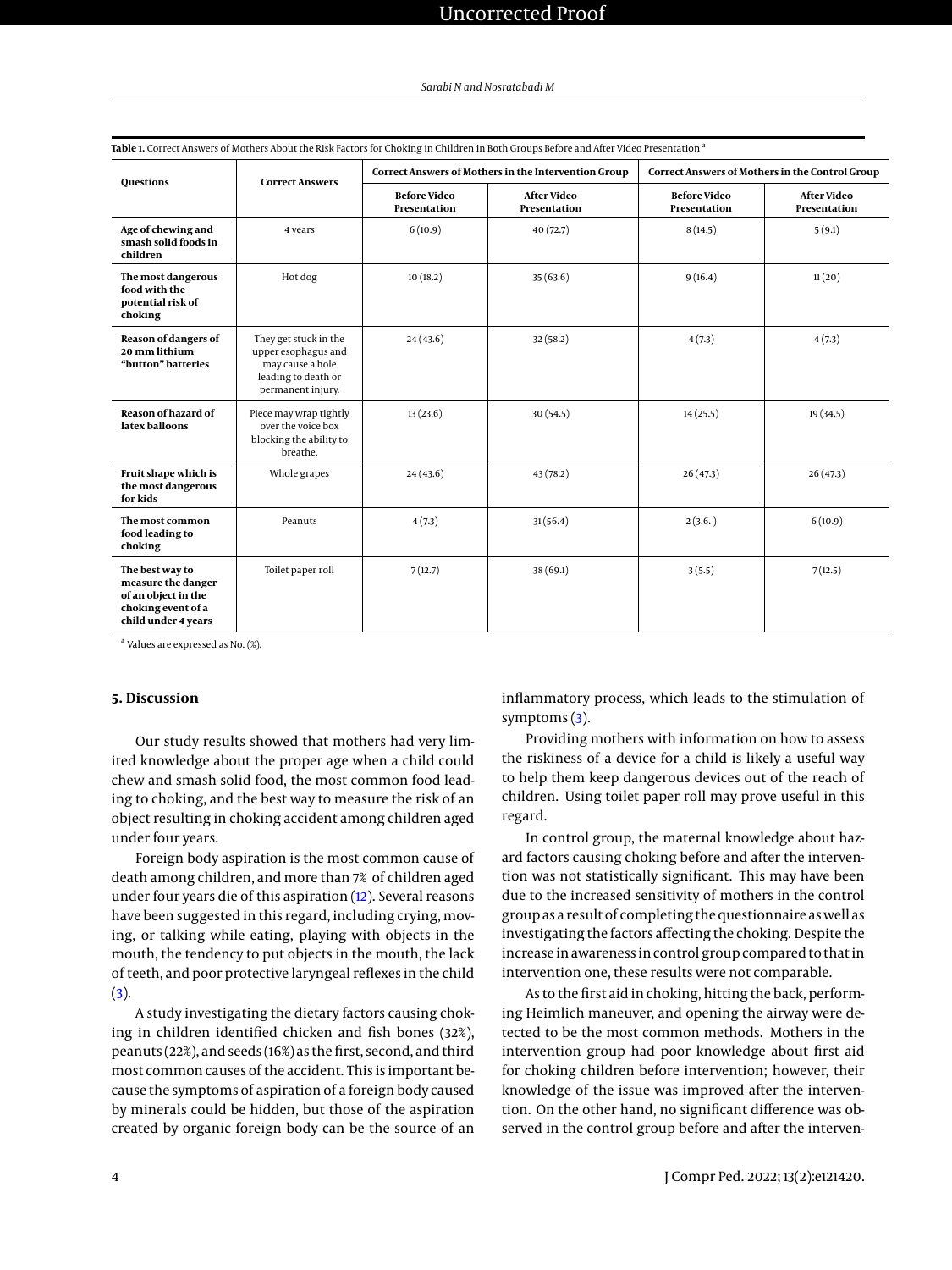**Table 1.** Correct Answers of Mothers About the Risk Factors for Choking in Children in Both Groups Before and After Video Presentation [a]

| Questions | Correct Answers | Correct Answers of Mothers in the Intervention Group | | Correct Answers of Mothers in the Control Group | |
|---|---|---|---|---|---|
| | | Before Video Presentation | After Video Presentation | Before Video Presentation | After Video Presentation |
| **Age of chewing and smash solid foods in children** | 4 years | 6 (10.9) | 40 (72.7) | 8 (14.5) | 5 (9.1) |
| **The most dangerous food with the potential risk of choking** | Hot dog | 10 (18.2) | 35 (63.6) | 9 (16.4) | 11 (20) |
| **Reason of dangers of 20 mm lithium "button" batteries** | They get stuck in the upper esophagus and may cause a hole leading to death or permanent injury. | 24 (43.6) | 32 (58.2) | 4 (7.3) | 4 (7.3) |
| **Reason of hazard of latex balloons** | Piece may wrap tightly over the voice box blocking the ability to breathe. | 13 (23.6) | 30 (54.5) | 14 (25.5) | 19 (34.5) |
| **Fruit shape which is the most dangerous for kids** | Whole grapes | 24 (43.6) | 43 (78.2) | 26 (47.3) | 26 (47.3) |
| **The most common food leading to choking** | Peanuts | 4 (7.3) | 31 (56.4) | 2 (3.6. ) | 6 (10.9) |
| **The best way to measure the danger of an object in the choking event of a child under 4 years** | Toilet paper roll | 7 (12.7) | 38 (69.1) | 3 (5.5) | 7 (12.5) |

[a] Values are expressed as No. (%).

## 5. Discussion

Our study results showed that mothers had very limited knowledge about the proper age when a child could chew and smash solid food, the most common food leading to choking, and the best way to measure the risk of an object resulting in choking accident among children aged under four years.

Foreign body aspiration is the most common cause of death among children, and more than 7% of children aged under four years die of this aspiration (12). Several reasons have been suggested in this regard, including crying, moving, or talking while eating, playing with objects in the mouth, the tendency to put objects in the mouth, the lack of teeth, and poor protective laryngeal reflexes in the child (3).

A study investigating the dietary factors causing choking in children identified chicken and fish bones (32%), peanuts (22%), and seeds (16%) as the first, second, and third most common causes of the accident. This is important because the symptoms of aspiration of a foreign body caused by minerals could be hidden, but those of the aspiration created by organic foreign body can be the source of an inflammatory process, which leads to the stimulation of symptoms (3).

Providing mothers with information on how to assess the riskiness of a device for a child is likely a useful way to help them keep dangerous devices out of the reach of children. Using toilet paper roll may prove useful in this regard.

In control group, the maternal knowledge about hazard factors causing choking before and after the intervention was not statistically significant. This may have been due to the increased sensitivity of mothers in the control group as a result of completing the questionnaire as well as investigating the factors affecting the choking. Despite the increase in awareness in control group compared to that in intervention one, these results were not comparable.

As to the first aid in choking, hitting the back, performing Heimlich maneuver, and opening the airway were detected to be the most common methods. Mothers in the intervention group had poor knowledge about first aid for choking children before intervention; however, their knowledge of the issue was improved after the intervention. On the other hand, no significant difference was observed in the control group before and after the interven-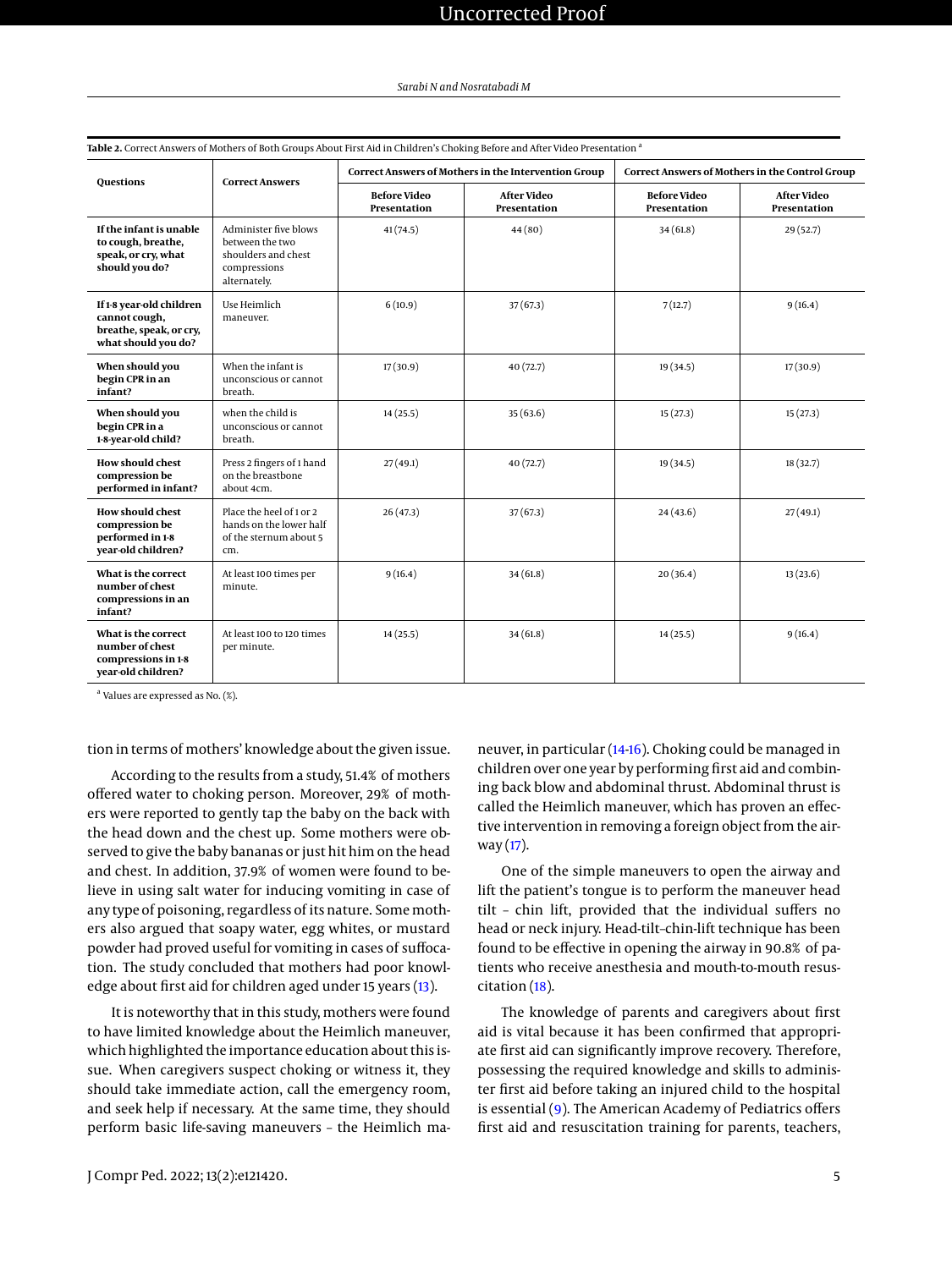**Table 2.** Correct Answers of Mothers of Both Groups About First Aid in Children's Choking Before and After Video Presentation [a]

| Questions | Correct Answers | Correct Answers of Mothers in the Intervention Group | | Correct Answers of Mothers in the Control Group | |
|---|---|---|---|---|---|
| | | Before Video Presentation | After Video Presentation | Before Video Presentation | After Video Presentation |
| **If the infant is unable to cough, breathe, speak, or cry, what should you do?** | Administer five blows between the two shoulders and chest compressions alternately. | 41 (74.5) | 44 (80) | 34 (61.8) | 29 (52.7) |
| **If 1-8 year-old children cannot cough, breathe, speak, or cry, what should you do?** | Use Heimlich maneuver. | 6 (10.9) | 37 (67.3) | 7 (12.7) | 9 (16.4) |
| **When should you begin CPR in an infant?** | When the infant is unconscious or cannot breath. | 17 (30.9) | 40 (72.7) | 19 (34.5) | 17 (30.9) |
| **When should you begin CPR in a 1-8-year-old child?** | when the child is unconscious or cannot breath. | 14 (25.5) | 35 (63.6) | 15 (27.3) | 15 (27.3) |
| **How should chest compression be performed in infant?** | Press 2 fingers of 1 hand on the breastbone about 4cm. | 27 (49.1) | 40 (72.7) | 19 (34.5) | 18 (32.7) |
| **How should chest compression be performed in 1-8 year-old children?** | Place the heel of 1 or 2 hands on the lower half of the sternum about 5 cm. | 26 (47.3) | 37 (67.3) | 24 (43.6) | 27 (49.1) |
| **What is the correct number of chest compressions in an infant?** | At least 100 times per minute. | 9 (16.4) | 34 (61.8) | 20 (36.4) | 13 (23.6) |
| **What is the correct number of chest compressions in 1-8 year-old children?** | At least 100 to 120 times per minute. | 14 (25.5) | 34 (61.8) | 14 (25.5) | 9 (16.4) |

[a] Values are expressed as No. (%).

tion in terms of mothers' knowledge about the given issue.

According to the results from a study, 51.4% of mothers offered water to choking person. Moreover, 29% of mothers were reported to gently tap the baby on the back with the head down and the chest up. Some mothers were observed to give the baby bananas or just hit him on the head and chest. In addition, 37.9% of women were found to believe in using salt water for inducing vomiting in case of any type of poisoning, regardless of its nature. Some mothers also argued that soapy water, egg whites, or mustard powder had proved useful for vomiting in cases of suffocation. The study concluded that mothers had poor knowledge about first aid for children aged under 15 years (13).

It is noteworthy that in this study, mothers were found to have limited knowledge about the Heimlich maneuver, which highlighted the importance education about this issue. When caregivers suspect choking or witness it, they should take immediate action, call the emergency room, and seek help if necessary. At the same time, they should perform basic life-saving maneuvers – the Heimlich maneuver, in particular (14-16). Choking could be managed in children over one year by performing first aid and combining back blow and abdominal thrust. Abdominal thrust is called the Heimlich maneuver, which has proven an effective intervention in removing a foreign object from the airway (17).

One of the simple maneuvers to open the airway and lift the patient's tongue is to perform the maneuver head tilt – chin lift, provided that the individual suffers no head or neck injury. Head-tilt-chin-lift technique has been found to be effective in opening the airway in 90.8% of patients who receive anesthesia and mouth-to-mouth resuscitation (18).

The knowledge of parents and caregivers about first aid is vital because it has been confirmed that appropriate first aid can significantly improve recovery. Therefore, possessing the required knowledge and skills to administer first aid before taking an injured child to the hospital is essential (9). The American Academy of Pediatrics offers first aid and resuscitation training for parents, teachers,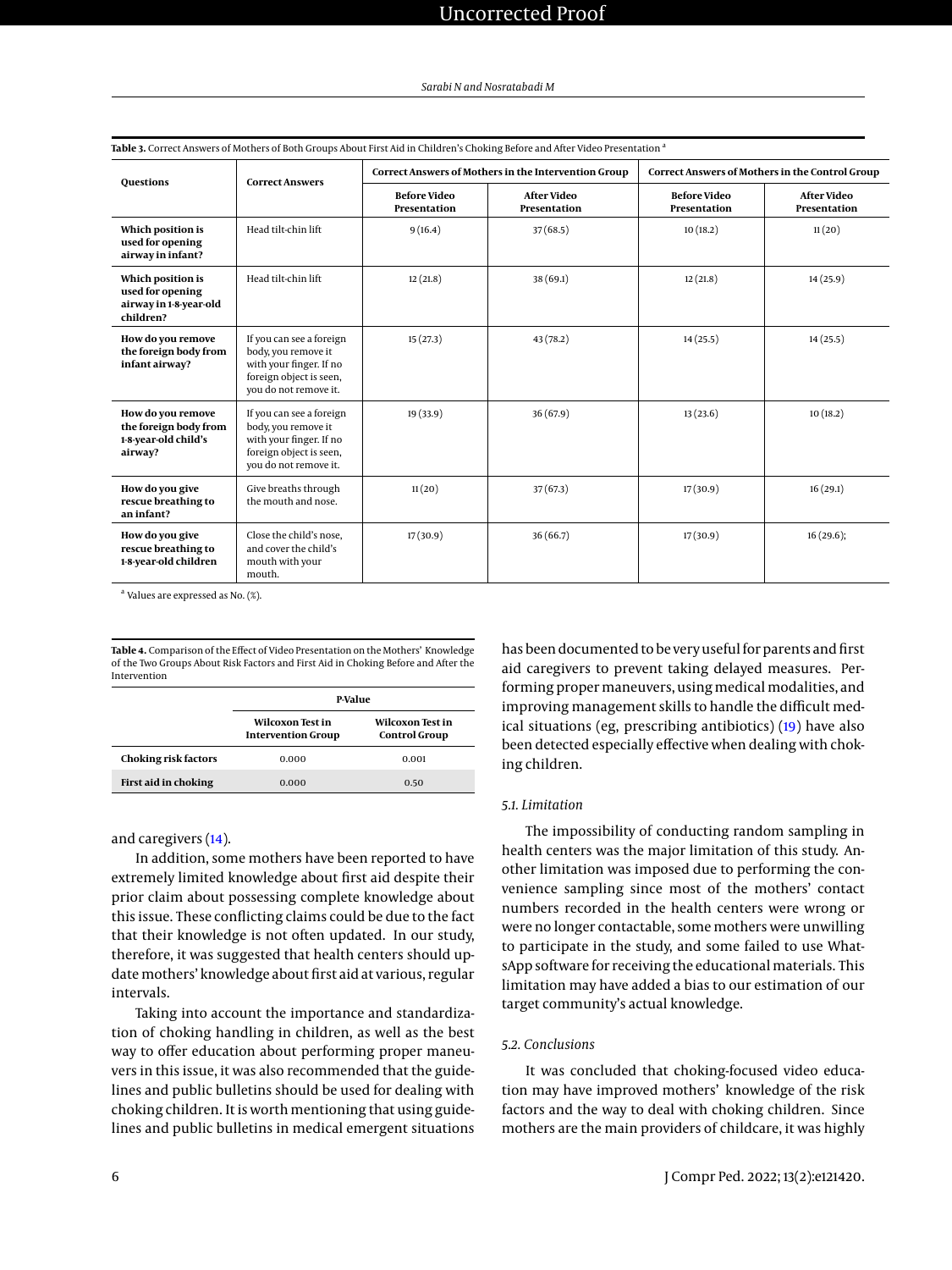**Table 3.** Correct Answers of Mothers of Both Groups About First Aid in Children's Choking Before and After Video Presentation [a]

| Questions | Correct Answers | Correct Answers of Mothers in the Intervention Group | | Correct Answers of Mothers in the Control Group | |
|---|---|---|---|---|---|
| | | Before Video Presentation | After Video Presentation | Before Video Presentation | After Video Presentation |
| **Which position is used for opening airway in infant?** | Head tilt-chin lift | 9 (16.4) | 37 (68.5) | 10 (18.2) | 11 (20) |
| **Which position is used for opening airway in 1-8-year-old children?** | Head tilt-chin lift | 12 (21.8) | 38 (69.1) | 12 (21.8) | 14 (25.9) |
| **How do you remove the foreign body from infant airway?** | If you can see a foreign body, you remove it with your finger. If no foreign object is seen, you do not remove it. | 15 (27.3) | 43 (78.2) | 14 (25.5) | 14 (25.5) |
| **How do you remove the foreign body from 1-8-year-old child's airway?** | If you can see a foreign body, you remove it with your finger. If no foreign object is seen, you do not remove it. | 19 (33.9) | 36 (67.9) | 13 (23.6) | 10 (18.2) |
| **How do you give rescue breathing to an infant?** | Give breaths through the mouth and nose. | 11 (20) | 37 (67.3) | 17 (30.9) | 16 (29.1) |
| **How do you give rescue breathing to 1-8-year-old children** | Close the child's nose, and cover the child's mouth with your mouth. | 17 (30.9) | 36 (66.7) | 17 (30.9) | 16 (29.6); |

[a] Values are expressed as No. (%).

**Table 4.** Comparison of the Effect of Video Presentation on the Mothers' Knowledge of the Two Groups About Risk Factors and First Aid in Choking Before and After the Intervention

| | P-Value | |
|---|---|---|
| | Wilcoxon Test in Intervention Group | Wilcoxon Test in Control Group |
| **Choking risk factors** | 0.000 | 0.001 |
| **First aid in choking** | 0.000 | 0.50 |

and caregivers (14).

In addition, some mothers have been reported to have extremely limited knowledge about first aid despite their prior claim about possessing complete knowledge about this issue. These conflicting claims could be due to the fact that their knowledge is not often updated. In our study, therefore, it was suggested that health centers should update mothers' knowledge about first aid at various, regular intervals.

Taking into account the importance and standardization of choking handling in children, as well as the best way to offer education about performing proper maneuvers in this issue, it was also recommended that the guidelines and public bulletins should be used for dealing with choking children. It is worth mentioning that using guidelines and public bulletins in medical emergent situations has been documented to be very useful for parents and first aid caregivers to prevent taking delayed measures. Performing proper maneuvers, using medical modalities, and improving management skills to handle the difficult medical situations (eg, prescribing antibiotics) (19) have also been detected especially effective when dealing with choking children.

### 5.1. Limitation

The impossibility of conducting random sampling in health centers was the major limitation of this study. Another limitation was imposed due to performing the convenience sampling since most of the mothers' contact numbers recorded in the health centers were wrong or were no longer contactable, some mothers were unwilling to participate in the study, and some failed to use WhatsApp software for receiving the educational materials. This limitation may have added a bias to our estimation of our target community's actual knowledge.

### 5.2. Conclusions

It was concluded that choking-focused video education may have improved mothers' knowledge of the risk factors and the way to deal with choking children. Since mothers are the main providers of childcare, it was highly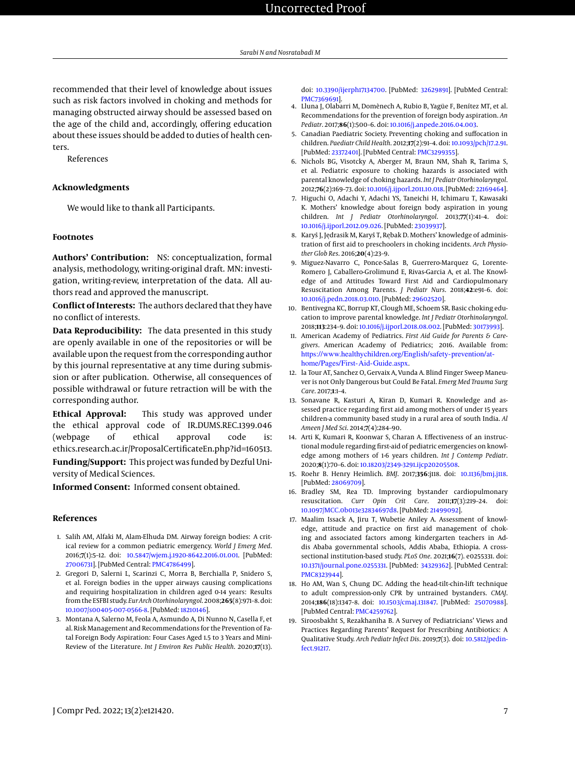recommended that their level of knowledge about issues such as risk factors involved in choking and methods for managing obstructed airway should be assessed based on the age of the child and, accordingly, offering education about these issues should be added to duties of health centers.

References

## Acknowledgments

We would like to thank all Participants.

## Footnotes

**Authors' Contribution:** NS: conceptualization, formal analysis, methodology, writing-original draft. MN: investigation, writing-review, interpretation of the data. All authors read and approved the manuscript.

**Conflict of Interests:** The authors declared that they have no conflict of interests.

**Data Reproducibility:** The data presented in this study are openly available in one of the repositories or will be available upon the request from the corresponding author by this journal representative at any time during submission or after publication. Otherwise, all consequences of possible withdrawal or future retraction will be with the corresponding author.

**Ethical Approval:** This study was approved under the ethical approval code of IR.DUMS.REC.1399.046 (webpage of ethical approval code is: ethics.research.ac.ir/ProposalCertificateEn.php?id=160513.

**Funding/Support:** This project was funded by Dezful University of Medical Sciences.

**Informed Consent:** Informed consent obtained.

## References

1. Salih AM, Alfaki M, Alam-Elhuda DM. Airway foreign bodies: A critical review for a common pediatric emergency. *World J Emerg Med*. 2016;**7**(1):5–12. doi: 10.5847/wjem.j.1920-8642.2016.01.001. [PubMed: 27006731]. [PubMed Central: PMC4786499].
2. Gregori D, Salerni L, Scarinzi C, Morra B, Berchialla P, Snidero S, et al. Foreign bodies in the upper airways causing complications and requiring hospitalization in children aged 0-14 years: Results from the ESFBI study. *Eur Arch Otorhinolaryngol*. 2008;**265**(8):971–8. doi: 10.1007/s00405-007-0566-8. [PubMed: 18210146].
3. Montana A, Salerno M, Feola A, Asmundo A, Di Nunno N, Casella F, et al. Risk Management and Recommendations for the Prevention of Fatal Foreign Body Aspiration: Four Cases Aged 1.5 to 3 Years and Mini-Review of the Literature. *Int J Environ Res Public Health*. 2020;**17**(13). doi: 10.3390/ijerph17134700. [PubMed: 32629891]. [PubMed Central: PMC7369691].
4. Lluna J, Olabarri M, Domènech A, Rubio B, Yagüe F, Benítez MT, et al. Recommendations for the prevention of foreign body aspiration. *An Pediatr*. 2017;**86**(1):500–6. doi: 10.1016/j.anpede.2016.04.003.
5. Canadian Paediatric Society. Preventing choking and suffocation in children. *Paediatr Child Health*. 2012;**17**(2):91–4. doi: 10.1093/pch/17.2.91. [PubMed: 23372401]. [PubMed Central: PMC3299355].
6. Nichols BG, Visotcky A, Aberger M, Braun NM, Shah R, Tarima S, et al. Pediatric exposure to choking hazards is associated with parental knowledge of choking hazards. *Int J Pediatr Otorhinolaryngol*. 2012;**76**(2):169–73. doi: 10.1016/j.ijporl.2011.10.018. [PubMed: 22169464].
7. Higuchi O, Adachi Y, Adachi YS, Taneichi H, Ichimaru T, Kawasaki K. Mothers' knowledge about foreign body aspiration in young children. *Int J Pediatr Otorhinolaryngol*. 2013;**77**(1):41–4. doi: 10.1016/j.ijporl.2012.09.026. [PubMed: 23039937].
8. Karyś J, Jędrasik M, Karyś T, Rębak D. Mothers' knowledge of administration of first aid to preschoolers in choking incidents. *Arch Physiother Glob Res*. 2016;**20**(4):23–9.
9. Miguez-Navarro C, Ponce-Salas B, Guerrero-Marquez G, Lorente-Romero J, Caballero-Grolimund E, Rivas-Garcia A, et al. The Knowledge of and Attitudes Toward First Aid and Cardiopulmonary Resuscitation Among Parents. *J Pediatr Nurs*. 2018;**42**:e91–6. doi: 10.1016/j.pedn.2018.03.010. [PubMed: 29602520].
10. Bentivegna KC, Borrup KT, Clough ME, Schoem SR. Basic choking education to improve parental knowledge. *Int J Pediatr Otorhinolaryngol*. 2018;**113**:234–9. doi: 10.1016/j.ijporl.2018.08.002. [PubMed: 30173993].
11. American Academy of Pediatrics. *First Aid Guide for Parents & Caregivers*. American Academy of Pediatrics; 2016. Available from: https://www.healthychildren.org/English/safety-prevention/at-home/Pages/First-Aid-Guide.aspx.
12. la Tour AT, Sanchez O, Gervaix A, Vunda A. Blind Finger Sweep Maneuver is not Only Dangerous but Could Be Fatal. *Emerg Med Trauma Surg Care*. 2017;**1**:1–4.
13. Sonavane R, Kasturi A, Kiran D, Kumari R. Knowledge and assessed practice regarding first aid among mothers of under 15 years children-a community based study in a rural area of south India. *Al Ameen J Med Sci*. 2014;**7**(4):284–90.
14. Arti K, Kumari R, Koonwar S, Charan A. Effectiveness of an instructional module regarding first-aid of pediatric emergencies on knowledge among mothers of 1-6 years children. *Int J Contemp Pediatr*. 2020;**8**(1):70–6. doi: 10.18203/2349-3291.ijcp20205508.
15. Roehr B. Henry Heimlich. *BMJ*. 2017;**356**:j118. doi: 10.1136/bmj.j118. [PubMed: 28069709].
16. Bradley SM, Rea TD. Improving bystander cardiopulmonary resuscitation. *Curr Opin Crit Care*. 2011;**17**(3):219–24. doi: 10.1097/MCC.0b013e32834697d8. [PubMed: 21499092].
17. Maalim Issack A, Jiru T, Wubetie Aniley A. Assessment of knowledge, attitude and practice on first aid management of choking and associated factors among kindergarten teachers in Addis Ababa governmental schools, Addis Ababa, Ethiopia. A cross-sectional institution-based study. *PLoS One*. 2021;**16**(7). e0255331. doi: 10.1371/journal.pone.0255331. [PubMed: 34329362]. [PubMed Central: PMC8323944].
18. Ho AM, Wan S, Chung DC. Adding the head-tilt-chin-lift technique to adult compression-only CPR by untrained bystanders. *CMAJ*. 2014;**186**(18):1347–8. doi: 10.1503/cmaj.131847. [PubMed: 25070988]. [PubMed Central: PMC4259762].
19. Siroosbakht S, Rezakhaniha B. A Survey of Pediatricians' Views and Practices Regarding Parents' Request for Prescribing Antibiotics: A Qualitative Study. *Arch Pediatr Infect Dis*. 2019;**7**(3). doi: 10.5812/pedinfect.91217.